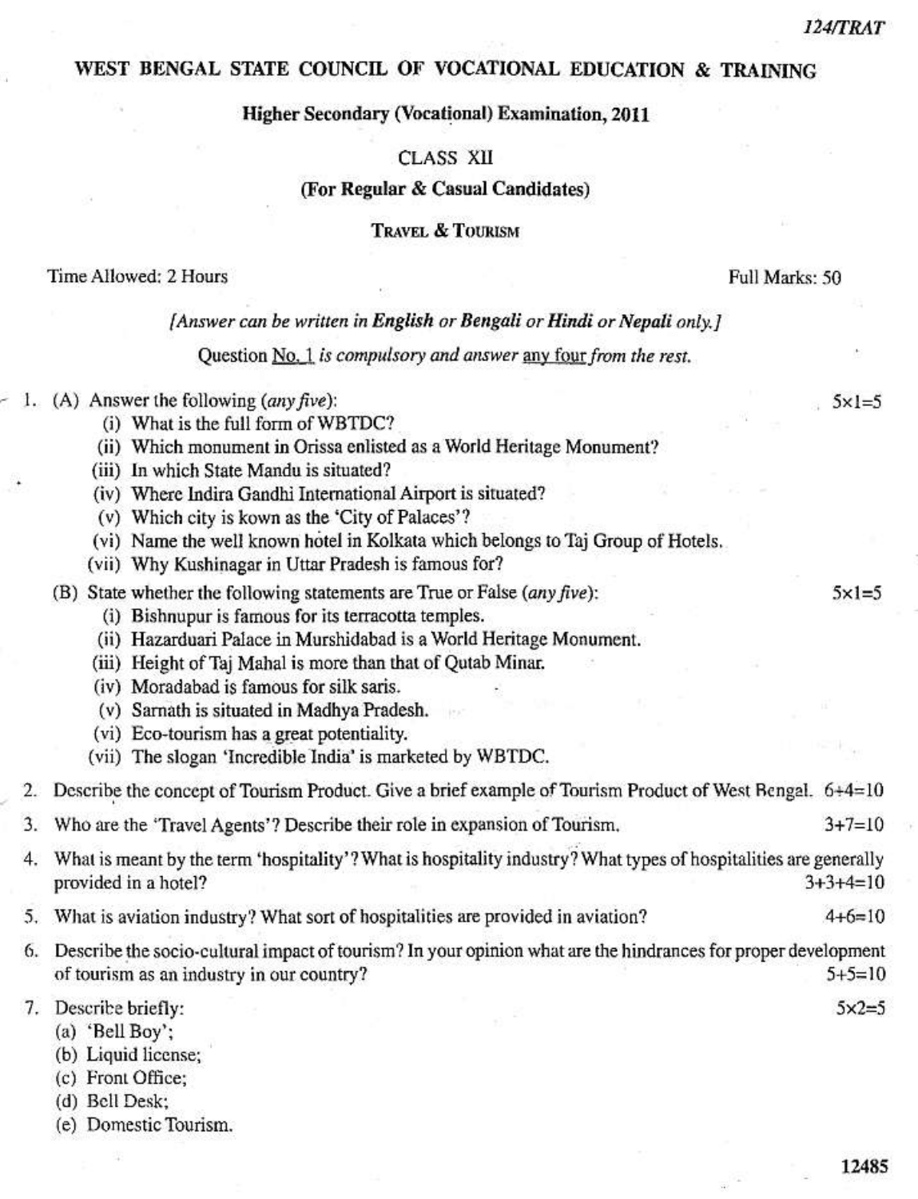124/TRAT

# WEST BENGAL STATE COUNCIL OF VOCATIONAL EDUCATION & TRAINING

## Higher Secondary (Vocational) Examination, 2011

### CLASS XII

### (For Regular & Casual Candidates)

### Travel & Tourism

Time Allowed: 2 Hours | Full Marks: 50

*[Answer can be written in **English** or **Bengali** or **Hindi** or **Nepali** only.]*

Question No. 1 *is compulsory and answer* any four *from the rest.*

1. (A) Answer the following (*any five*): 5×1=5
   - (i) What is the full form of WBTDC?
   - (ii) Which monument in Orissa enlisted as a World Heritage Monument?
   - (iii) In which State Mandu is situated?
   - (iv) Where Indira Gandhi International Airport is situated?
   - (v) Which city is kown as the 'City of Palaces'?
   - (vi) Name the well known hotel in Kolkata which belongs to Taj Group of Hotels.
   - (vii) Why Kushinagar in Uttar Pradesh is famous for?

   (B) State whether the following statements are True or False (*any five*): 5×1=5
   - (i) Bishnupur is famous for its terracotta temples.
   - (ii) Hazarduari Palace in Murshidabad is a World Heritage Monument.
   - (iii) Height of Taj Mahal is more than that of Qutab Minar.
   - (iv) Moradabad is famous for silk saris.
   - (v) Sarnath is situated in Madhya Pradesh.
   - (vi) Eco-tourism has a great potentiality.
   - (vii) The slogan 'Incredible India' is marketed by WBTDC.

2. Describe the concept of Tourism Product. Give a brief example of Tourism Product of West Bengal. 6+4=10

3. Who are the 'Travel Agents'? Describe their role in expansion of Tourism. 3+7=10

4. What is meant by the term 'hospitality'? What is hospitality industry? What types of hospitalities are generally provided in a hotel? 3+3+4=10

5. What is aviation industry? What sort of hospitalities are provided in aviation? 4+6=10

6. Describe the socio-cultural impact of tourism? In your opinion what are the hindrances for proper development of tourism as an industry in our country? 5+5=10

7. Describe briefly: 5×2=5
   - (a) 'Bell Boy';
   - (b) Liquid license;
   - (c) Front Office;
   - (d) Bell Desk;
   - (e) Domestic Tourism.

12485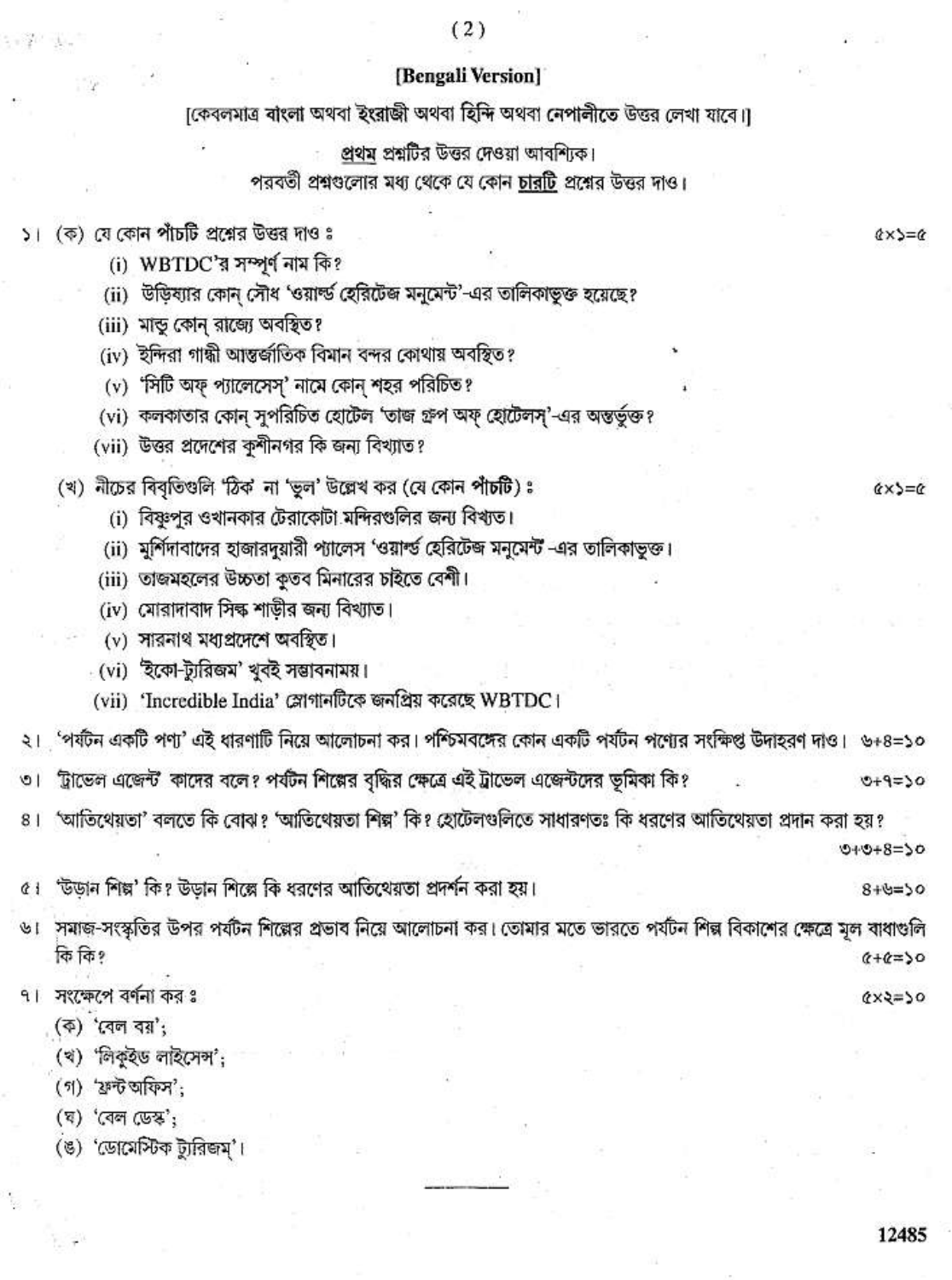## [Bengali Version]

[কেবলমাত্র বাংলা অথবা ইংরাজী অথবা হিন্দি অথবা নেপালীতে উত্তর লেখা যাবে।]

প্রথম প্রশ্নটির উত্তর দেওয়া আবশ্যিক।

পরবর্তী প্রশ্নগুলোর মধ্য থেকে যে কোন চারটি প্রশ্নের উত্তর দাও।

১। (ক) যে কোন পাঁচটি প্রশ্নের উত্তর দাও ঃ — ৫×১=৫

(i) WBTDC'র সম্পূর্ণ নাম কি?

(ii) উড়িষ্যার কোন্ সৌধ 'ওয়ার্ল্ড হেরিটেজ মনুমেন্ট'-এর তালিকাভুক্ত হয়েছে?

(iii) মান্ডু কোন্ রাজ্যে অবস্থিত?

(iv) ইন্দিরা গান্ধী আন্তর্জাতিক বিমান বন্দর কোথায় অবস্থিত?

(v) 'সিটি অফ্ প্যালেসেস্' নামে কোন্ শহর পরিচিত?

(vi) কলকাতার কোন্ সুপরিচিত হোটেল 'তাজ গ্রুপ অফ্ হোটেলস্'-এর অন্তর্ভুক্ত?

(vii) উত্তর প্রদেশের কুশীনগর কি জন্য বিখ্যাত?

(খ) নীচের বিবৃতিগুলি 'ঠিক' না 'ভুল' উল্লেখ কর (যে কোন পাঁচটি) ঃ — ৫×১=৫

(i) বিষ্ণুপুর ওখানকার টেরাকোটা মন্দিরগুলির জন্য বিখ্যাত।

(ii) মুর্শিদাবাদের হাজারদুয়ারী প্যালেস 'ওয়ার্ল্ড হেরিটেজ মনুমেন্ট'-এর তালিকাভুক্ত।

(iii) তাজমহলের উচ্চতা কুতব মিনারের চাইতে বেশী।

(iv) মোরাদাবাদ সিল্ক শাড়ীর জন্য বিখ্যাত।

(v) সারনাথ মধ্যপ্রদেশে অবস্থিত।

(vi) 'ইকো-ট্যুরিজম' খুবই সম্ভাবনাময়।

(vii) 'Incredible India' স্লোগানটিকে জনপ্রিয় করেছে WBTDC।

২। 'পর্যটন একটি পণ্য' এই ধারণাটি নিয়ে আলোচনা কর। পশ্চিমবঙ্গের কোন একটি পর্যটন পণ্যের সংক্ষিপ্ত উদাহরণ দাও। — ৬+৪=১০

৩। 'ট্রাভেল এজেন্ট' কাদের বলে? পর্যটন শিল্পের বৃদ্ধির ক্ষেত্রে এই ট্রাভেল এজেন্টদের ভূমিকা কি? — ৩+৭=১০

৪। 'আতিথেয়তা' বলতে কি বোঝ? 'আতিথেয়তা শিল্প' কি? হোটেলগুলিতে সাধারণতঃ কি ধরণের আতিথেয়তা প্রদান করা হয়? — ৩+৩+৪=১০

৫। 'উড়ান শিল্প' কি? উড়ান শিল্পে কি ধরণের আতিথেয়তা প্রদর্শন করা হয়। — ৪+৬=১০

৬। সমাজ-সংস্কৃতির উপর পর্যটন শিল্পের প্রভাব নিয়ে আলোচনা কর। তোমার মতে ভারতে পর্যটন শিল্প বিকাশের ক্ষেত্রে মূল বাধাগুলি কি কি? — ৫+৫=১০

৭। সংক্ষেপে বর্ণনা কর ঃ — ৫×২=১০

(ক) 'বেল বয়';

(খ) 'লিকুইড লাইসেন্স';

(গ) 'ফ্রন্টঅফিস';

(ঘ) 'বেল ডেস্ক';

(ঙ) 'ডোমেস্টিক ট্যুরিজম্'।

12485